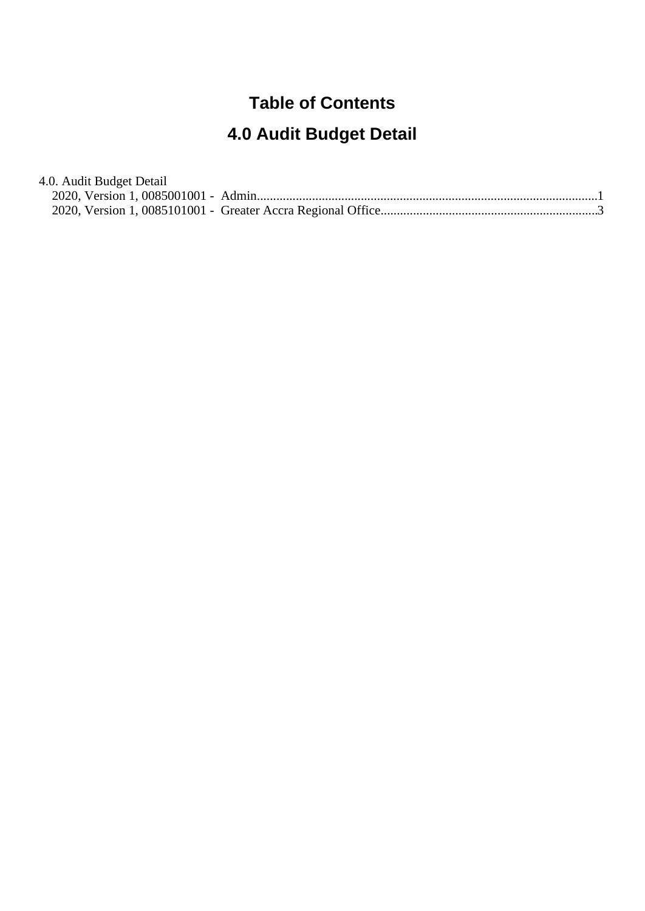# Table of Contents

# 4.0 Audit Budget Detail

4.0. Audit Budget Detail

- 2020, Version 1, 0085001001 - Admin........................................................................................................1
- 2020, Version 1, 0085101001 - Greater Accra Regional Office..................................................................3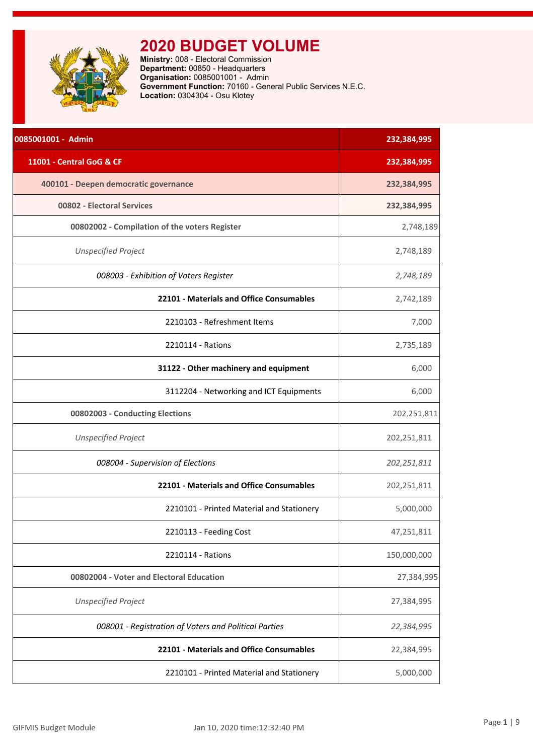# 2020 BUDGET VOLUME

**Ministry:** 008 - Electoral Commission
**Department:** 00850 - Headquarters
**Organisation:** 0085001001 - Admin
**Government Function:** 70160 - General Public Services N.E.C.
**Location:** 0304304 - Osu Klotey

| 0085001001 - Admin | 232,384,995 |
|---|---|
| **11001 - Central GoG & CF** | **232,384,995** |
| **400101 - Deepen democratic governance** | **232,384,995** |
| **00802 - Electoral Services** | **232,384,995** |
| **00802002 - Compilation of the voters Register** | 2,748,189 |
| *Unspecified Project* | 2,748,189 |
| *008003 - Exhibition of Voters Register* | *2,748,189* |
| **22101 - Materials and Office Consumables** | 2,742,189 |
| 2210103 - Refreshment Items | 7,000 |
| 2210114 - Rations | 2,735,189 |
| **31122 - Other machinery and equipment** | 6,000 |
| 3112204 - Networking and ICT Equipments | 6,000 |
| **00802003 - Conducting Elections** | 202,251,811 |
| *Unspecified Project* | 202,251,811 |
| *008004 - Supervision of Elections* | *202,251,811* |
| **22101 - Materials and Office Consumables** | 202,251,811 |
| 2210101 - Printed Material and Stationery | 5,000,000 |
| 2210113 - Feeding Cost | 47,251,811 |
| 2210114 - Rations | 150,000,000 |
| **00802004 - Voter and Electoral Education** | 27,384,995 |
| *Unspecified Project* | 27,384,995 |
| *008001 - Registration of Voters and Political Parties* | *22,384,995* |
| **22101 - Materials and Office Consumables** | 22,384,995 |
| 2210101 - Printed Material and Stationery | 5,000,000 |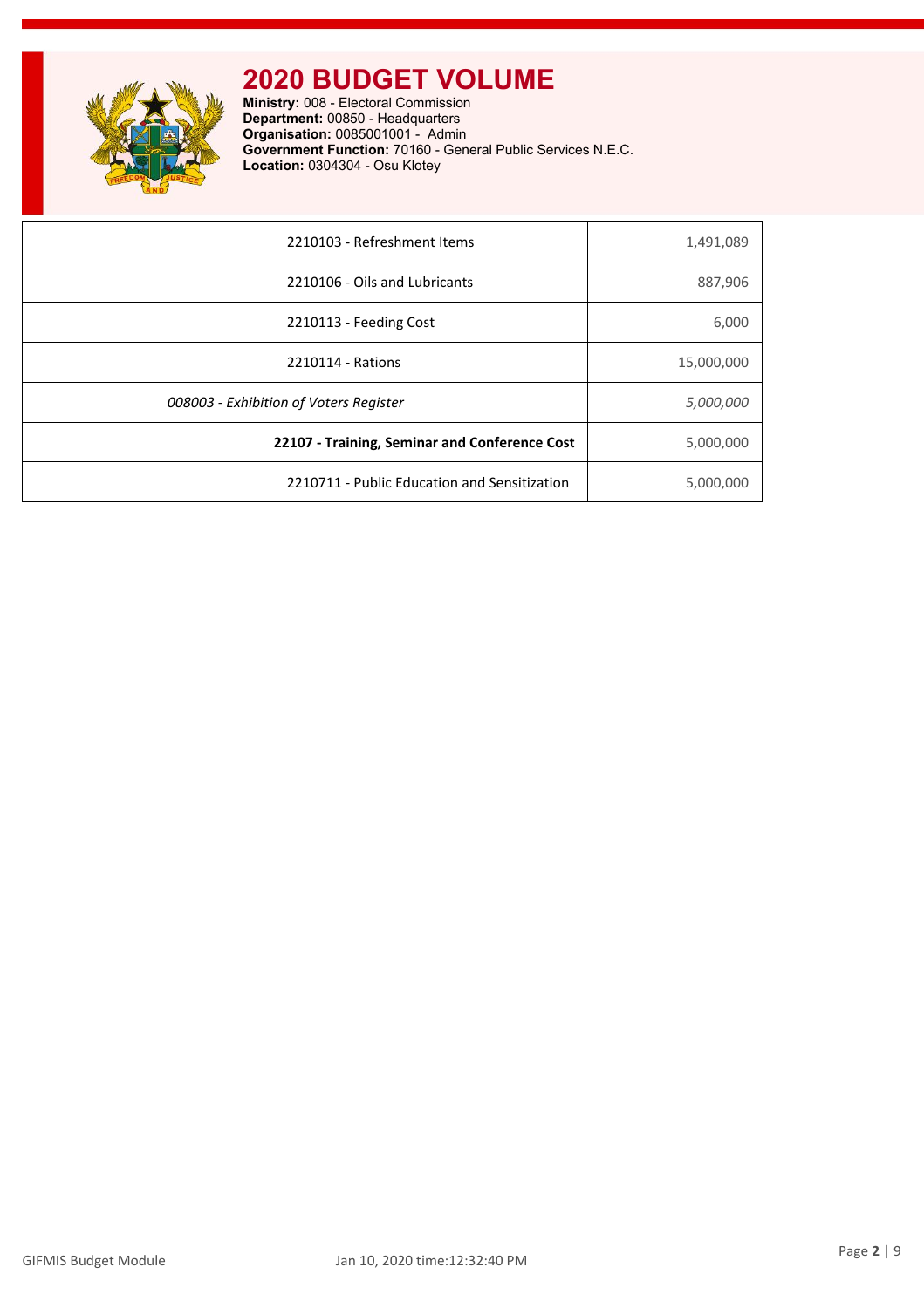# 2020 BUDGET VOLUME

**Ministry:** 008 - Electoral Commission
**Department:** 00850 - Headquarters
**Organisation:** 0085001001 - Admin
**Government Function:** 70160 - General Public Services N.E.C.
**Location:** 0304304 - Osu Klotey

| | |
|---|---|
| 2210103 - Refreshment Items | 1,491,089 |
| 2210106 - Oils and Lubricants | 887,906 |
| 2210113 - Feeding Cost | 6,000 |
| 2210114 - Rations | 15,000,000 |
| *008003 - Exhibition of Voters Register* | *5,000,000* |
| **22107 - Training, Seminar and Conference Cost** | 5,000,000 |
| 2210711 - Public Education and Sensitization | 5,000,000 |

GIFMIS Budget Module Jan 10, 2020 time:12:32:40 PM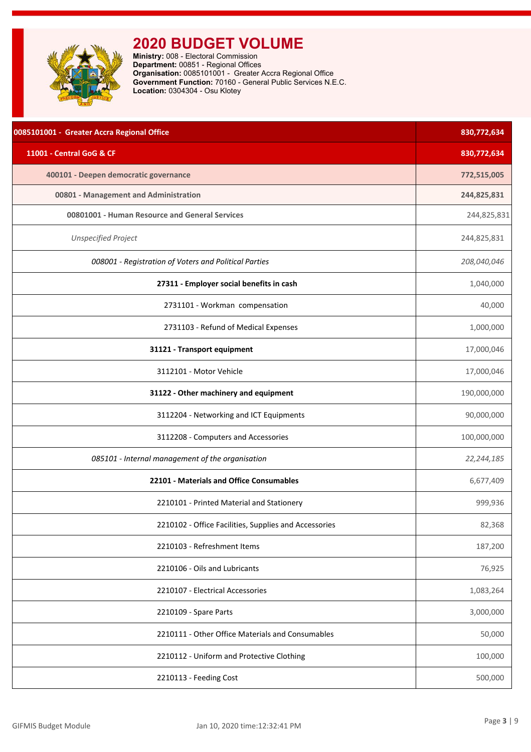# 2020 BUDGET VOLUME

**Ministry:** 008 - Electoral Commission
**Department:** 00851 - Regional Offices
**Organisation:** 0085101001 - Greater Accra Regional Office
**Government Function:** 70160 - General Public Services N.E.C.
**Location:** 0304304 - Osu Klotey

| | |
|---|---|
| **0085101001 - Greater Accra Regional Office** | **830,772,634** |
| **11001 - Central GoG & CF** | **830,772,634** |
| **400101 - Deepen democratic governance** | **772,515,005** |
| **00801 - Management and Administration** | **244,825,831** |
| **00801001 - Human Resource and General Services** | 244,825,831 |
| *Unspecified Project* | 244,825,831 |
| *008001 - Registration of Voters and Political Parties* | *208,040,046* |
| **27311 - Employer social benefits in cash** | 1,040,000 |
| 2731101 - Workman compensation | 40,000 |
| 2731103 - Refund of Medical Expenses | 1,000,000 |
| **31121 - Transport equipment** | 17,000,046 |
| 3112101 - Motor Vehicle | 17,000,046 |
| **31122 - Other machinery and equipment** | 190,000,000 |
| 3112204 - Networking and ICT Equipments | 90,000,000 |
| 3112208 - Computers and Accessories | 100,000,000 |
| *085101 - Internal management of the organisation* | *22,244,185* |
| **22101 - Materials and Office Consumables** | 6,677,409 |
| 2210101 - Printed Material and Stationery | 999,936 |
| 2210102 - Office Facilities, Supplies and Accessories | 82,368 |
| 2210103 - Refreshment Items | 187,200 |
| 2210106 - Oils and Lubricants | 76,925 |
| 2210107 - Electrical Accessories | 1,083,264 |
| 2210109 - Spare Parts | 3,000,000 |
| 2210111 - Other Office Materials and Consumables | 50,000 |
| 2210112 - Uniform and Protective Clothing | 100,000 |
| 2210113 - Feeding Cost | 500,000 |

GIFMIS Budget Module — Jan 10, 2020 time:12:32:41 PM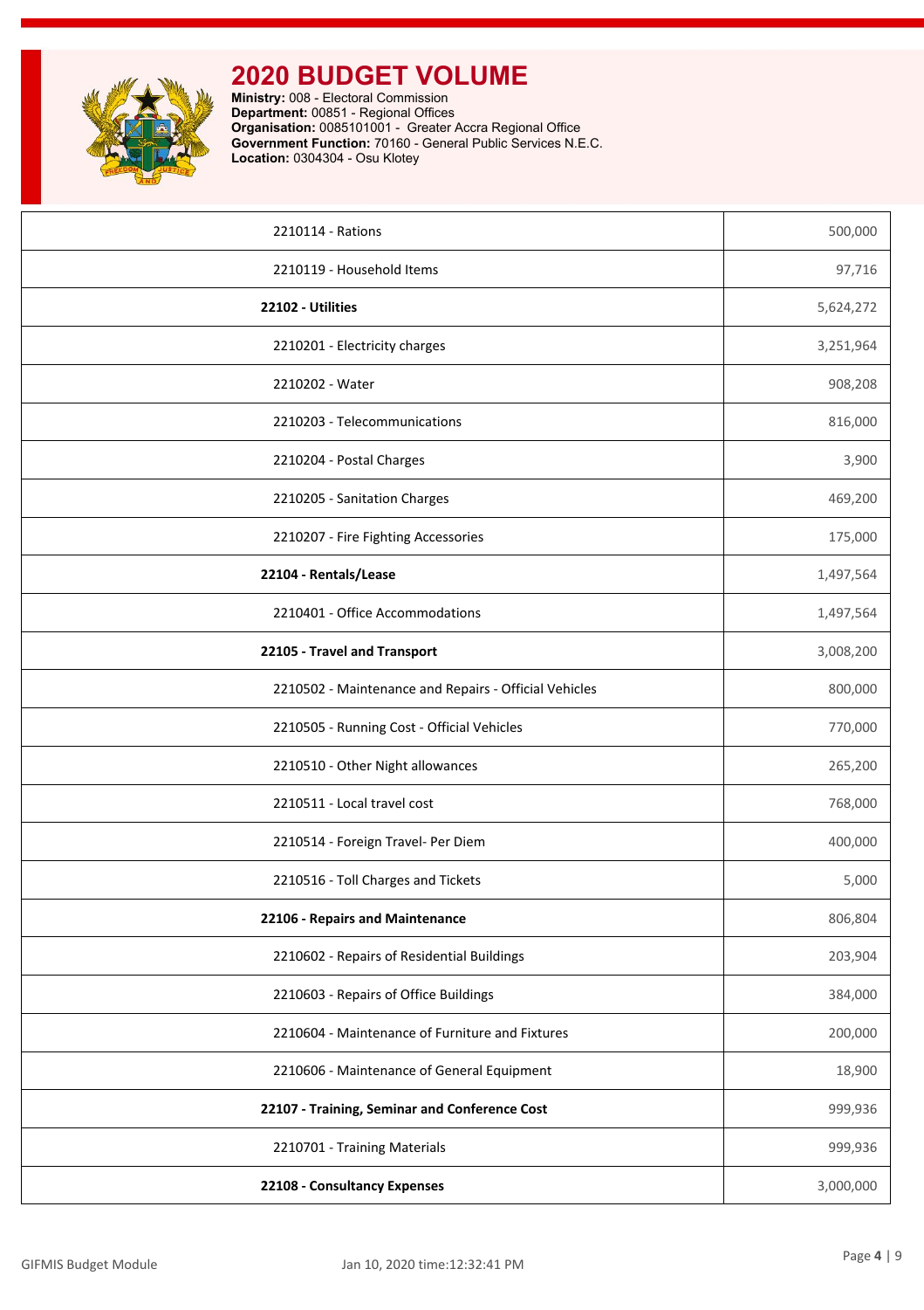# 2020 BUDGET VOLUME

**Ministry:** 008 - Electoral Commission
**Department:** 00851 - Regional Offices
**Organisation:** 0085101001 - Greater Accra Regional Office
**Government Function:** 70160 - General Public Services N.E.C.
**Location:** 0304304 - Osu Klotey

| | |
|---|---:|
| 2210114 - Rations | 500,000 |
| 2210119 - Household Items | 97,716 |
| **22102 - Utilities** | 5,624,272 |
| 2210201 - Electricity charges | 3,251,964 |
| 2210202 - Water | 908,208 |
| 2210203 - Telecommunications | 816,000 |
| 2210204 - Postal Charges | 3,900 |
| 2210205 - Sanitation Charges | 469,200 |
| 2210207 - Fire Fighting Accessories | 175,000 |
| **22104 - Rentals/Lease** | 1,497,564 |
| 2210401 - Office Accommodations | 1,497,564 |
| **22105 - Travel and Transport** | 3,008,200 |
| 2210502 - Maintenance and Repairs - Official Vehicles | 800,000 |
| 2210505 - Running Cost - Official Vehicles | 770,000 |
| 2210510 - Other Night allowances | 265,200 |
| 2210511 - Local travel cost | 768,000 |
| 2210514 - Foreign Travel- Per Diem | 400,000 |
| 2210516 - Toll Charges and Tickets | 5,000 |
| **22106 - Repairs and Maintenance** | 806,804 |
| 2210602 - Repairs of Residential Buildings | 203,904 |
| 2210603 - Repairs of Office Buildings | 384,000 |
| 2210604 - Maintenance of Furniture and Fixtures | 200,000 |
| 2210606 - Maintenance of General Equipment | 18,900 |
| **22107 - Training, Seminar and Conference Cost** | 999,936 |
| 2210701 - Training Materials | 999,936 |
| **22108 - Consultancy Expenses** | 3,000,000 |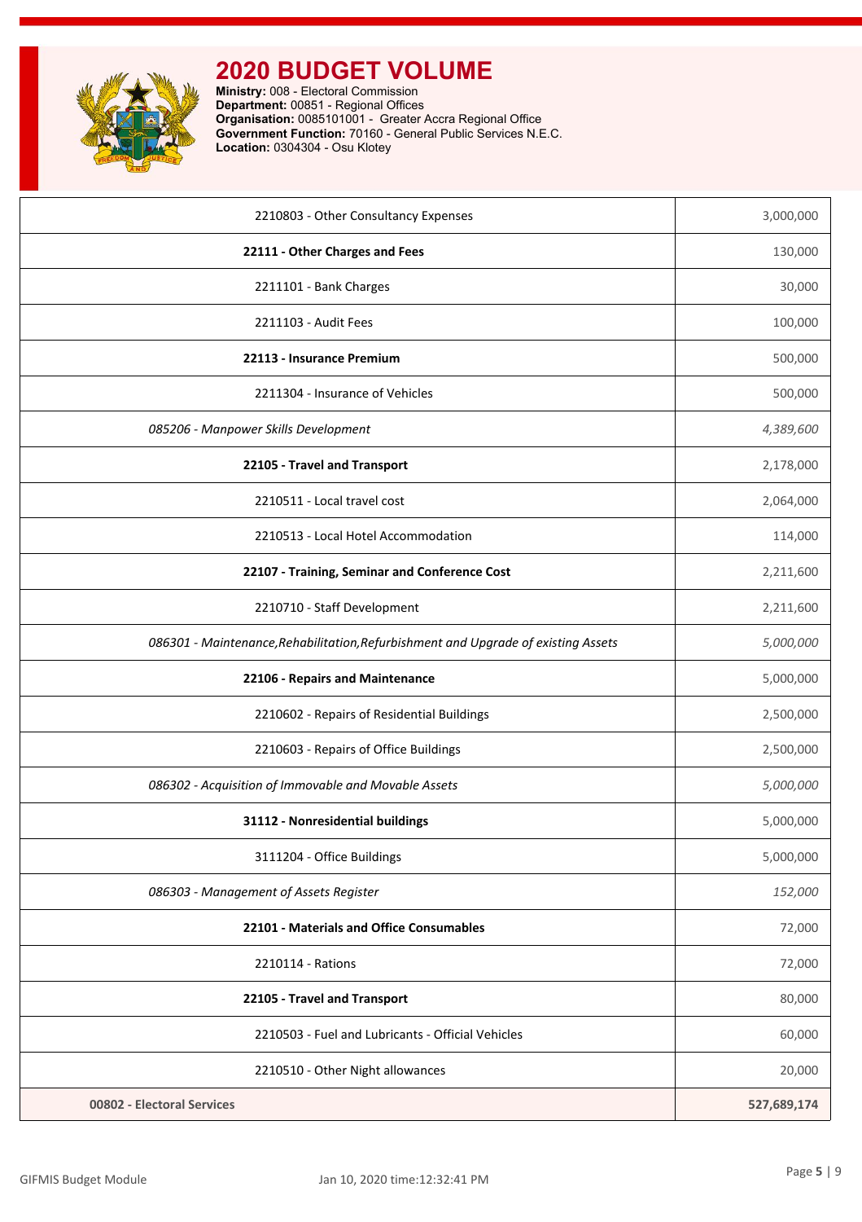# 2020 BUDGET VOLUME

**Ministry:** 008 - Electoral Commission
**Department:** 00851 - Regional Offices
**Organisation:** 0085101001 - Greater Accra Regional Office
**Government Function:** 70160 - General Public Services N.E.C.
**Location:** 0304304 - Osu Klotey

| | |
|---|---|
| 2210803 - Other Consultancy Expenses | 3,000,000 |
| **22111 - Other Charges and Fees** | 130,000 |
| 2211101 - Bank Charges | 30,000 |
| 2211103 - Audit Fees | 100,000 |
| **22113 - Insurance Premium** | 500,000 |
| 2211304 - Insurance of Vehicles | 500,000 |
| *085206 - Manpower Skills Development* | *4,389,600* |
| **22105 - Travel and Transport** | 2,178,000 |
| 2210511 - Local travel cost | 2,064,000 |
| 2210513 - Local Hotel Accommodation | 114,000 |
| **22107 - Training, Seminar and Conference Cost** | 2,211,600 |
| 2210710 - Staff Development | 2,211,600 |
| *086301 - Maintenance,Rehabilitation,Refurbishment and Upgrade of existing Assets* | *5,000,000* |
| **22106 - Repairs and Maintenance** | 5,000,000 |
| 2210602 - Repairs of Residential Buildings | 2,500,000 |
| 2210603 - Repairs of Office Buildings | 2,500,000 |
| *086302 - Acquisition of Immovable and Movable Assets* | *5,000,000* |
| **31112 - Nonresidential buildings** | 5,000,000 |
| 3111204 - Office Buildings | 5,000,000 |
| *086303 - Management of Assets Register* | *152,000* |
| **22101 - Materials and Office Consumables** | 72,000 |
| 2210114 - Rations | 72,000 |
| **22105 - Travel and Transport** | 80,000 |
| 2210503 - Fuel and Lubricants - Official Vehicles | 60,000 |
| 2210510 - Other Night allowances | 20,000 |
| **00802 - Electoral Services** | **527,689,174** |

GIFMIS Budget Module    Jan 10, 2020 time:12:32:41 PM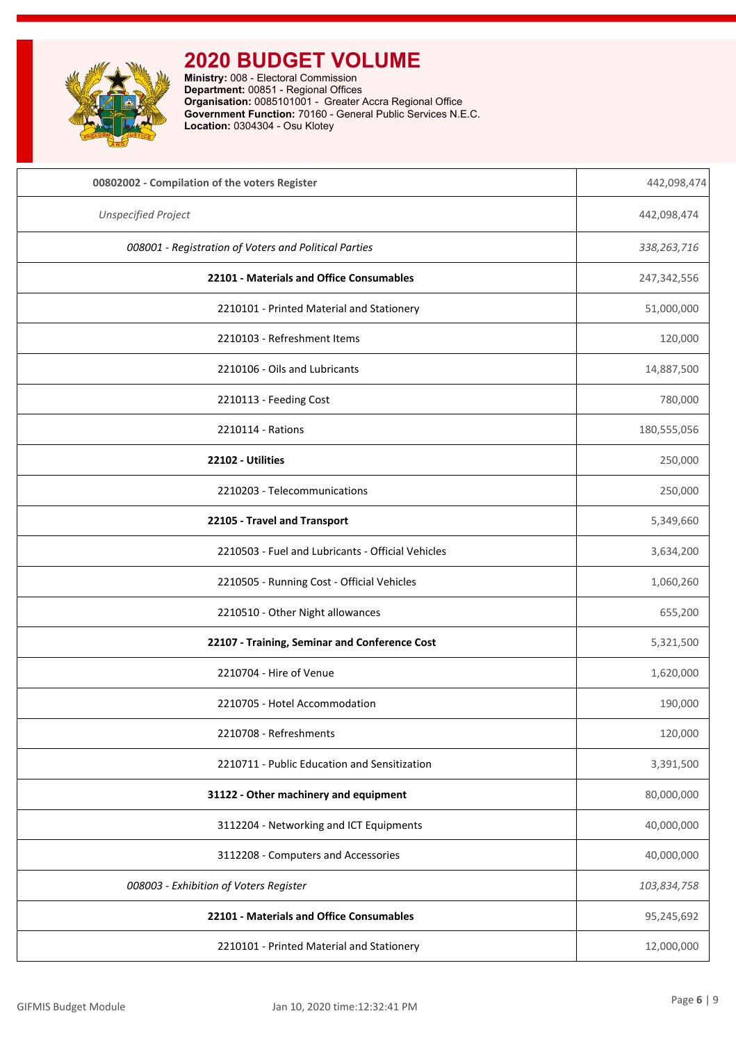# 2020 BUDGET VOLUME

**Ministry:** 008 - Electoral Commission
**Department:** 00851 - Regional Offices
**Organisation:** 0085101001 - Greater Accra Regional Office
**Government Function:** 70160 - General Public Services N.E.C.
**Location:** 0304304 - Osu Klotey

| Description | Amount |
|---|---|
| **00802002 - Compilation of the voters Register** | 442,098,474 |
| *Unspecified Project* | 442,098,474 |
| *008001 - Registration of Voters and Political Parties* | *338,263,716* |
| **22101 - Materials and Office Consumables** | 247,342,556 |
| 2210101 - Printed Material and Stationery | 51,000,000 |
| 2210103 - Refreshment Items | 120,000 |
| 2210106 - Oils and Lubricants | 14,887,500 |
| 2210113 - Feeding Cost | 780,000 |
| 2210114 - Rations | 180,555,056 |
| **22102 - Utilities** | 250,000 |
| 2210203 - Telecommunications | 250,000 |
| **22105 - Travel and Transport** | 5,349,660 |
| 2210503 - Fuel and Lubricants - Official Vehicles | 3,634,200 |
| 2210505 - Running Cost - Official Vehicles | 1,060,260 |
| 2210510 - Other Night allowances | 655,200 |
| **22107 - Training, Seminar and Conference Cost** | 5,321,500 |
| 2210704 - Hire of Venue | 1,620,000 |
| 2210705 - Hotel Accommodation | 190,000 |
| 2210708 - Refreshments | 120,000 |
| 2210711 - Public Education and Sensitization | 3,391,500 |
| **31122 - Other machinery and equipment** | 80,000,000 |
| 3112204 - Networking and ICT Equipments | 40,000,000 |
| 3112208 - Computers and Accessories | 40,000,000 |
| *008003 - Exhibition of Voters Register* | *103,834,758* |
| **22101 - Materials and Office Consumables** | 95,245,692 |
| 2210101 - Printed Material and Stationery | 12,000,000 |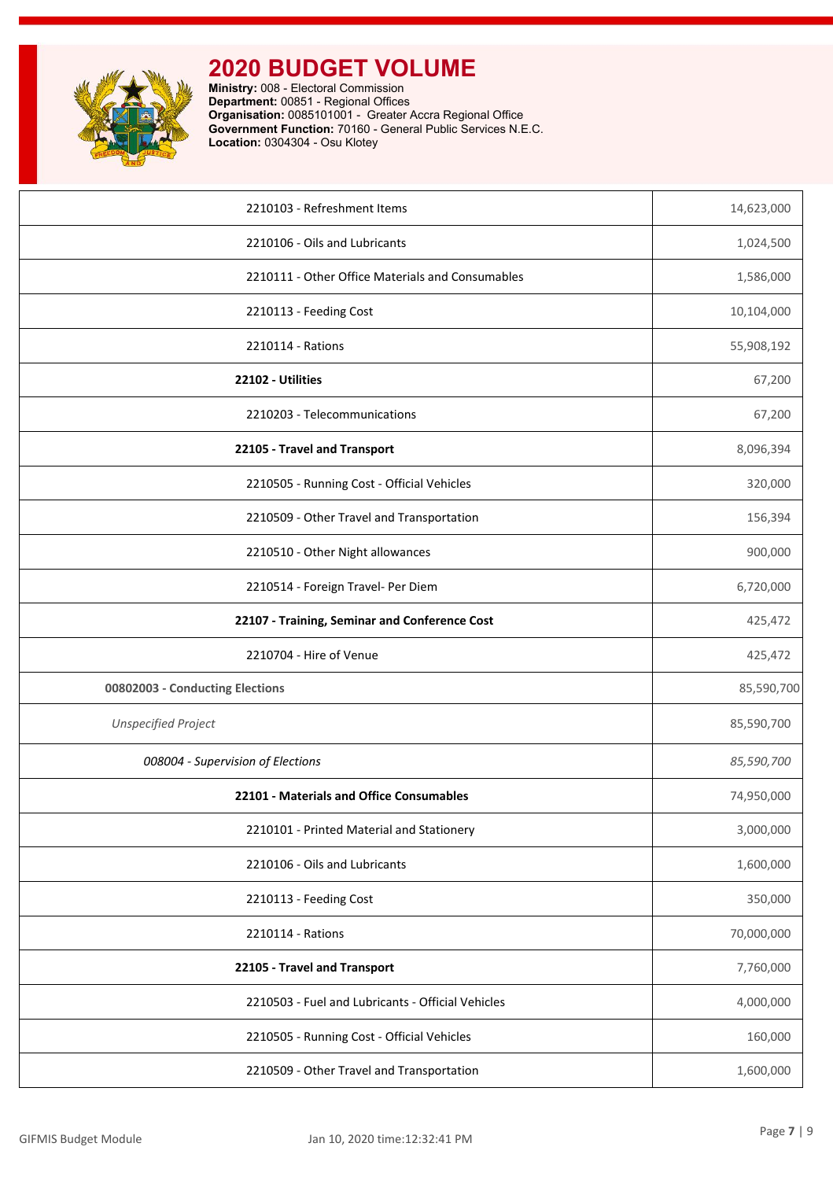# 2020 BUDGET VOLUME

**Ministry:** 008 - Electoral Commission
**Department:** 00851 - Regional Offices
**Organisation:** 0085101001 - Greater Accra Regional Office
**Government Function:** 70160 - General Public Services N.E.C.
**Location:** 0304304 - Osu Klotey

| | |
|---|---|
| 2210103 - Refreshment Items | 14,623,000 |
| 2210106 - Oils and Lubricants | 1,024,500 |
| 2210111 - Other Office Materials and Consumables | 1,586,000 |
| 2210113 - Feeding Cost | 10,104,000 |
| 2210114 - Rations | 55,908,192 |
| **22102 - Utilities** | 67,200 |
| 2210203 - Telecommunications | 67,200 |
| **22105 - Travel and Transport** | 8,096,394 |
| 2210505 - Running Cost - Official Vehicles | 320,000 |
| 2210509 - Other Travel and Transportation | 156,394 |
| 2210510 - Other Night allowances | 900,000 |
| 2210514 - Foreign Travel- Per Diem | 6,720,000 |
| **22107 - Training, Seminar and Conference Cost** | 425,472 |
| 2210704 - Hire of Venue | 425,472 |
| **00802003 - Conducting Elections** | 85,590,700 |
| *Unspecified Project* | 85,590,700 |
| *008004 - Supervision of Elections* | *85,590,700* |
| **22101 - Materials and Office Consumables** | 74,950,000 |
| 2210101 - Printed Material and Stationery | 3,000,000 |
| 2210106 - Oils and Lubricants | 1,600,000 |
| 2210113 - Feeding Cost | 350,000 |
| 2210114 - Rations | 70,000,000 |
| **22105 - Travel and Transport** | 7,760,000 |
| 2210503 - Fuel and Lubricants - Official Vehicles | 4,000,000 |
| 2210505 - Running Cost - Official Vehicles | 160,000 |
| 2210509 - Other Travel and Transportation | 1,600,000 |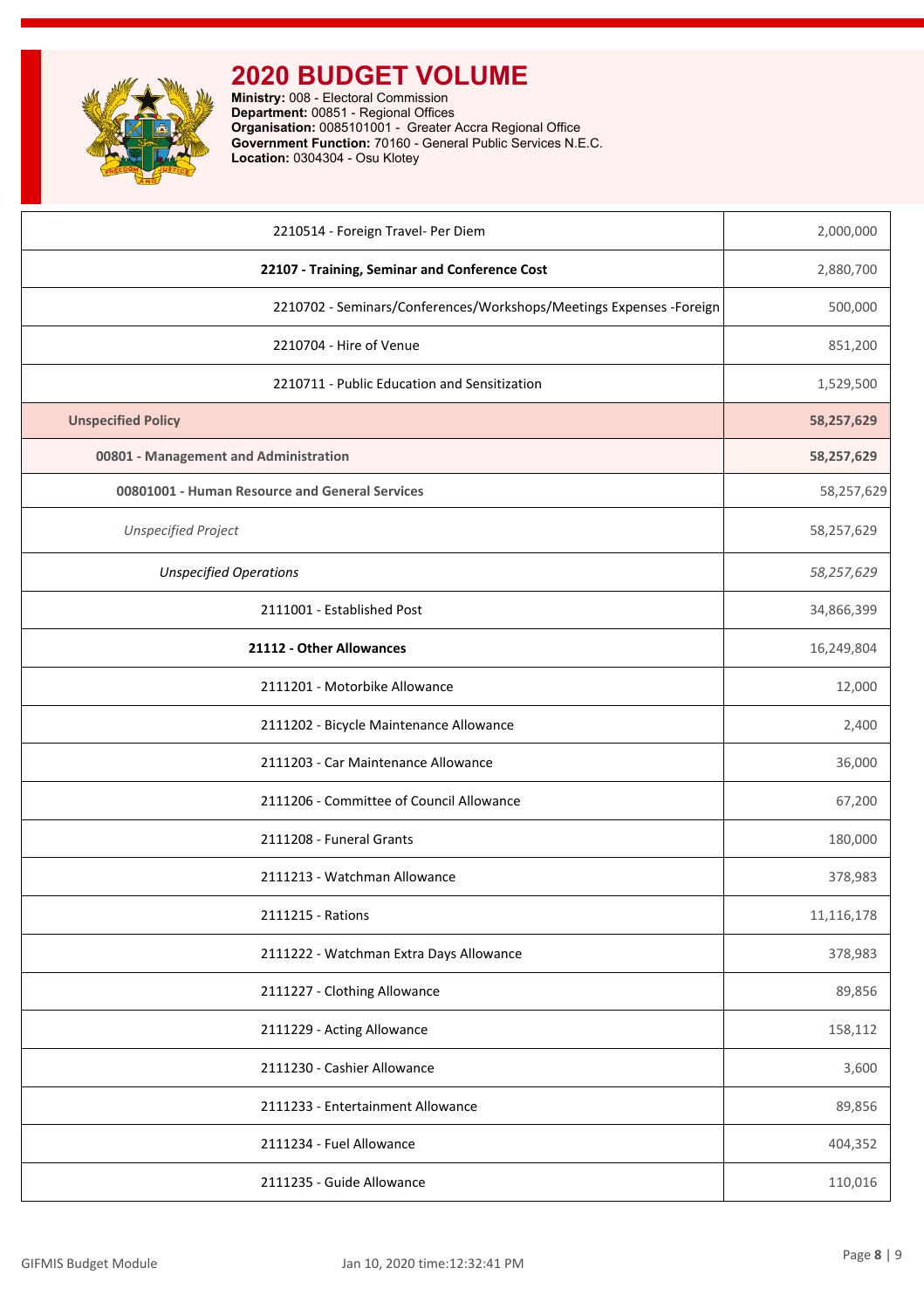# 2020 BUDGET VOLUME

**Ministry:** 008 - Electoral Commission
**Department:** 00851 - Regional Offices
**Organisation:** 0085101001 - Greater Accra Regional Office
**Government Function:** 70160 - General Public Services N.E.C.
**Location:** 0304304 - Osu Klotey

| | |
|---|---|
| 2210514 - Foreign Travel- Per Diem | 2,000,000 |
| **22107 - Training, Seminar and Conference Cost** | 2,880,700 |
| 2210702 - Seminars/Conferences/Workshops/Meetings Expenses -Foreign | 500,000 |
| 2210704 - Hire of Venue | 851,200 |
| 2210711 - Public Education and Sensitization | 1,529,500 |
| **Unspecified Policy** | **58,257,629** |
| **00801 - Management and Administration** | **58,257,629** |
| **00801001 - Human Resource and General Services** | 58,257,629 |
| *Unspecified Project* | 58,257,629 |
| *Unspecified Operations* | *58,257,629* |
| 2111001 - Established Post | 34,866,399 |
| **21112 - Other Allowances** | 16,249,804 |
| 2111201 - Motorbike Allowance | 12,000 |
| 2111202 - Bicycle Maintenance Allowance | 2,400 |
| 2111203 - Car Maintenance Allowance | 36,000 |
| 2111206 - Committee of Council Allowance | 67,200 |
| 2111208 - Funeral Grants | 180,000 |
| 2111213 - Watchman Allowance | 378,983 |
| 2111215 - Rations | 11,116,178 |
| 2111222 - Watchman Extra Days Allowance | 378,983 |
| 2111227 - Clothing Allowance | 89,856 |
| 2111229 - Acting Allowance | 158,112 |
| 2111230 - Cashier Allowance | 3,600 |
| 2111233 - Entertainment Allowance | 89,856 |
| 2111234 - Fuel Allowance | 404,352 |
| 2111235 - Guide Allowance | 110,016 |

GIFMIS Budget Module — Jan 10, 2020 time:12:32:41 PM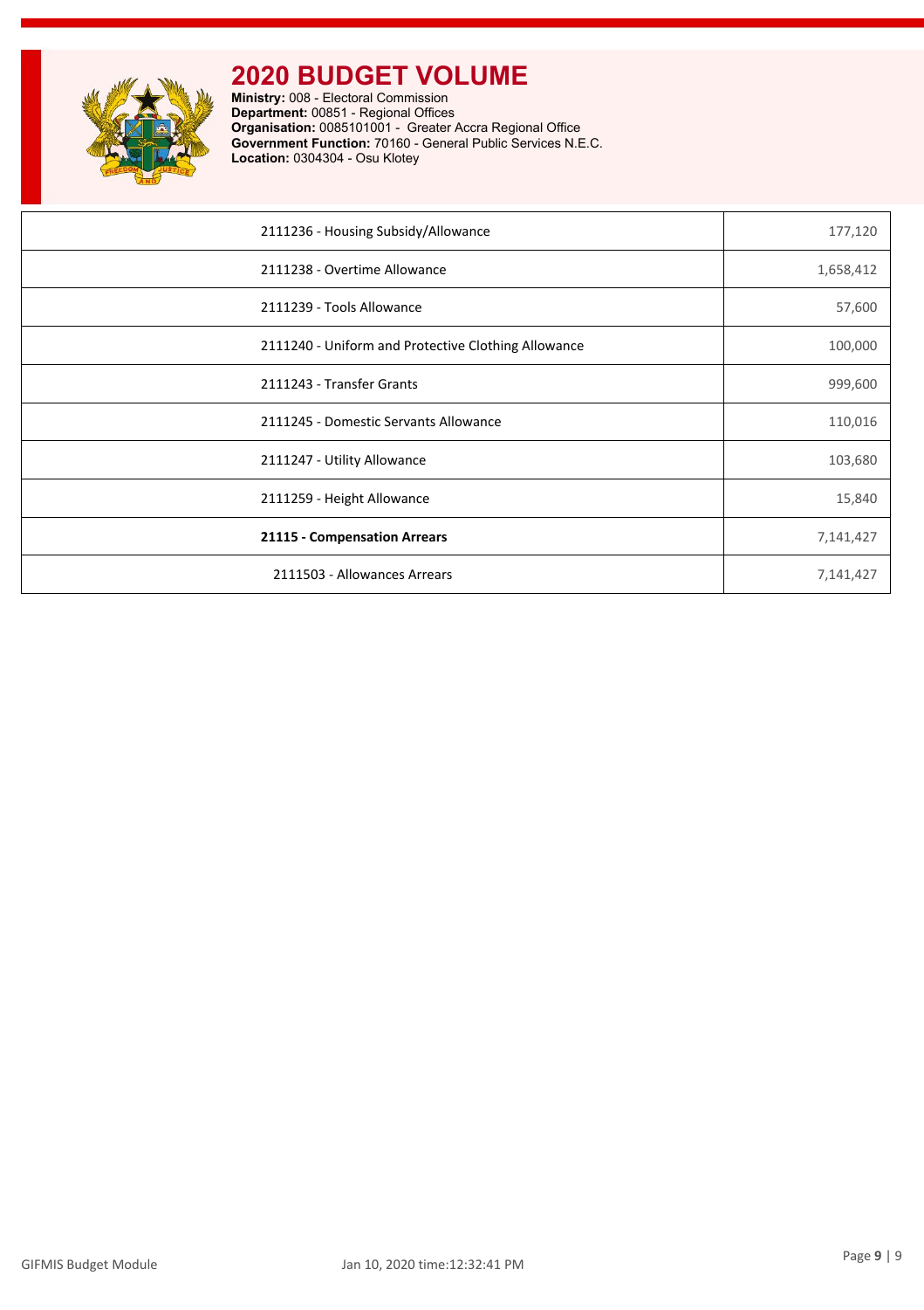## 2020 BUDGET VOLUME

**Ministry:** 008 - Electoral Commission
**Department:** 00851 - Regional Offices
**Organisation:** 0085101001 - Greater Accra Regional Office
**Government Function:** 70160 - General Public Services N.E.C.
**Location:** 0304304 - Osu Klotey

| | |
|---|---|
| 2111236 - Housing Subsidy/Allowance | 177,120 |
| 2111238 - Overtime Allowance | 1,658,412 |
| 2111239 - Tools Allowance | 57,600 |
| 2111240 - Uniform and Protective Clothing Allowance | 100,000 |
| 2111243 - Transfer Grants | 999,600 |
| 2111245 - Domestic Servants Allowance | 110,016 |
| 2111247 - Utility Allowance | 103,680 |
| 2111259 - Height Allowance | 15,840 |
| **21115 - Compensation Arrears** | 7,141,427 |
| 2111503 - Allowances Arrears | 7,141,427 |

GIFMIS Budget Module    Jan 10, 2020 time:12:32:41 PM